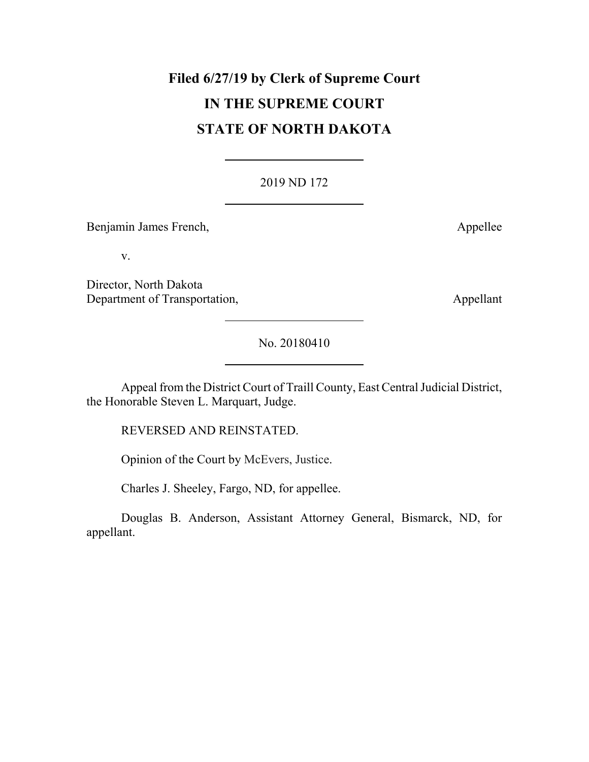**Filed 6/27/19 by Clerk of Supreme Court**

# IN THE SUPREME COURT

# STATE OF NORTH DAKOTA

---

2019 ND 172

---

Benjamin James French, Appellee

v.

Director, North Dakota Department of Transportation, Appellant

---

No. 20180410

---

Appeal from the District Court of Traill County, East Central Judicial District, the Honorable Steven L. Marquart, Judge.

REVERSED AND REINSTATED.

Opinion of the Court by McEvers, Justice.

Charles J. Sheeley, Fargo, ND, for appellee.

Douglas B. Anderson, Assistant Attorney General, Bismarck, ND, for appellant.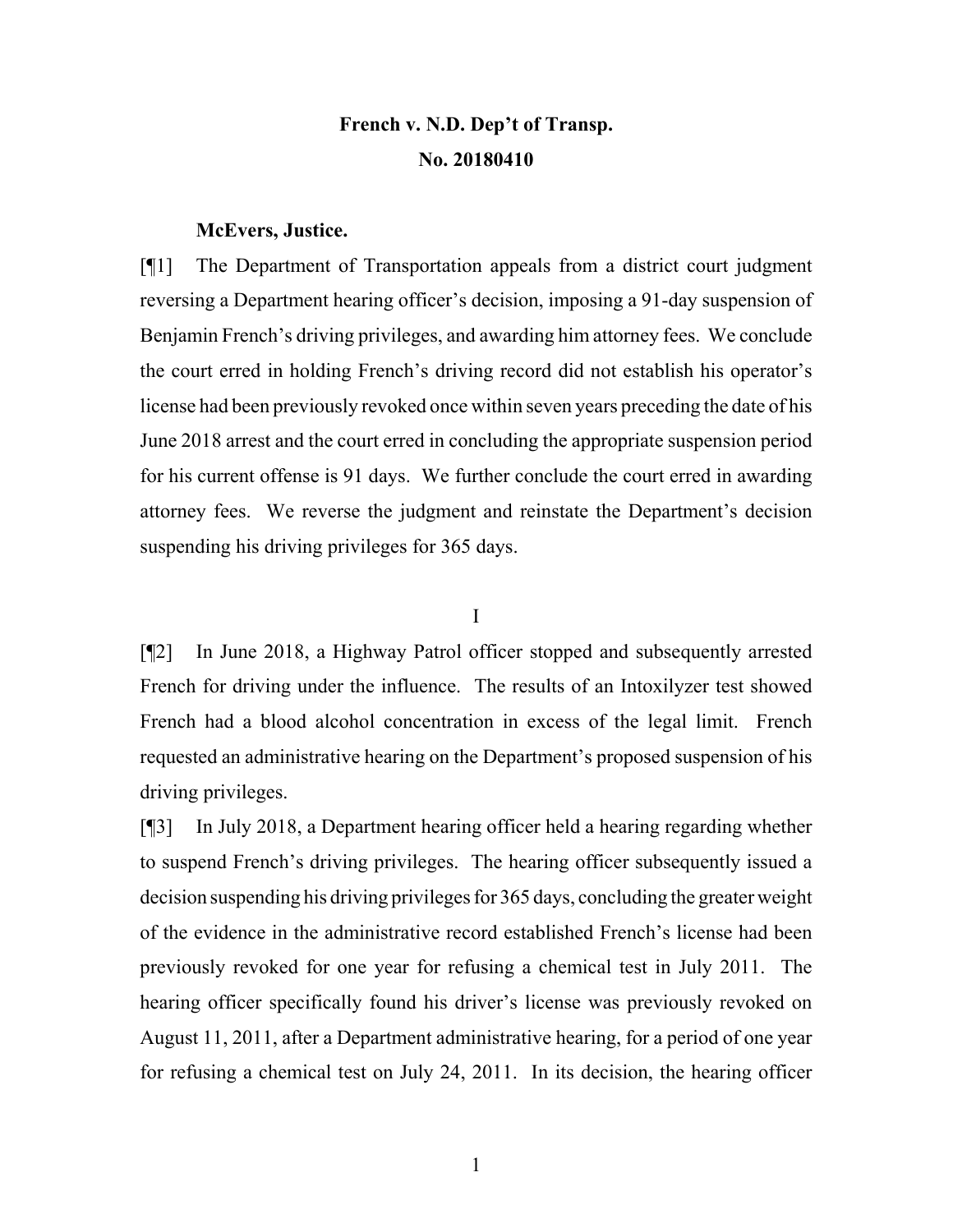**French v. N.D. Dep't of Transp.**
**No. 20180410**

**McEvers, Justice.**

[¶1] The Department of Transportation appeals from a district court judgment reversing a Department hearing officer's decision, imposing a 91-day suspension of Benjamin French's driving privileges, and awarding him attorney fees. We conclude the court erred in holding French's driving record did not establish his operator's license had been previously revoked once within seven years preceding the date of his June 2018 arrest and the court erred in concluding the appropriate suspension period for his current offense is 91 days. We further conclude the court erred in awarding attorney fees. We reverse the judgment and reinstate the Department's decision suspending his driving privileges for 365 days.

I

[¶2] In June 2018, a Highway Patrol officer stopped and subsequently arrested French for driving under the influence. The results of an Intoxilyzer test showed French had a blood alcohol concentration in excess of the legal limit. French requested an administrative hearing on the Department's proposed suspension of his driving privileges.

[¶3] In July 2018, a Department hearing officer held a hearing regarding whether to suspend French's driving privileges. The hearing officer subsequently issued a decision suspending his driving privileges for 365 days, concluding the greater weight of the evidence in the administrative record established French's license had been previously revoked for one year for refusing a chemical test in July 2011. The hearing officer specifically found his driver's license was previously revoked on August 11, 2011, after a Department administrative hearing, for a period of one year for refusing a chemical test on July 24, 2011. In its decision, the hearing officer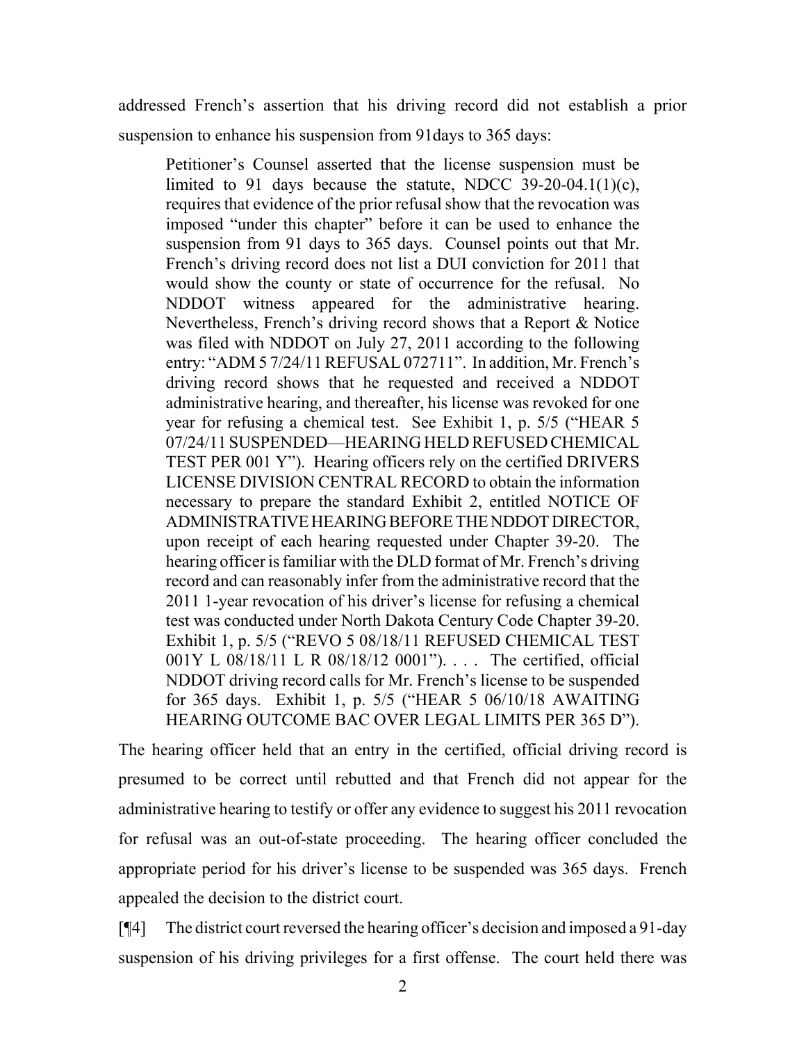addressed French's assertion that his driving record did not establish a prior suspension to enhance his suspension from 91days to 365 days:

> Petitioner's Counsel asserted that the license suspension must be limited to 91 days because the statute, NDCC 39-20-04.1(1)(c), requires that evidence of the prior refusal show that the revocation was imposed "under this chapter" before it can be used to enhance the suspension from 91 days to 365 days. Counsel points out that Mr. French's driving record does not list a DUI conviction for 2011 that would show the county or state of occurrence for the refusal. No NDDOT witness appeared for the administrative hearing. Nevertheless, French's driving record shows that a Report & Notice was filed with NDDOT on July 27, 2011 according to the following entry: "ADM 5 7/24/11 REFUSAL 072711". In addition, Mr. French's driving record shows that he requested and received a NDDOT administrative hearing, and thereafter, his license was revoked for one year for refusing a chemical test. See Exhibit 1, p. 5/5 ("HEAR 5 07/24/11 SUSPENDED—HEARING HELD REFUSED CHEMICAL TEST PER 001 Y"). Hearing officers rely on the certified DRIVERS LICENSE DIVISION CENTRAL RECORD to obtain the information necessary to prepare the standard Exhibit 2, entitled NOTICE OF ADMINISTRATIVE HEARING BEFORE THE NDDOT DIRECTOR, upon receipt of each hearing requested under Chapter 39-20. The hearing officer is familiar with the DLD format of Mr. French's driving record and can reasonably infer from the administrative record that the 2011 1-year revocation of his driver's license for refusing a chemical test was conducted under North Dakota Century Code Chapter 39-20. Exhibit 1, p. 5/5 ("REVO 5 08/18/11 REFUSED CHEMICAL TEST 001Y L 08/18/11 L R 08/18/12 0001"). . . . The certified, official NDDOT driving record calls for Mr. French's license to be suspended for 365 days. Exhibit 1, p. 5/5 ("HEAR 5 06/10/18 AWAITING HEARING OUTCOME BAC OVER LEGAL LIMITS PER 365 D").

The hearing officer held that an entry in the certified, official driving record is presumed to be correct until rebutted and that French did not appear for the administrative hearing to testify or offer any evidence to suggest his 2011 revocation for refusal was an out-of-state proceeding. The hearing officer concluded the appropriate period for his driver's license to be suspended was 365 days. French appealed the decision to the district court.

[¶4] The district court reversed the hearing officer's decision and imposed a 91-day suspension of his driving privileges for a first offense. The court held there was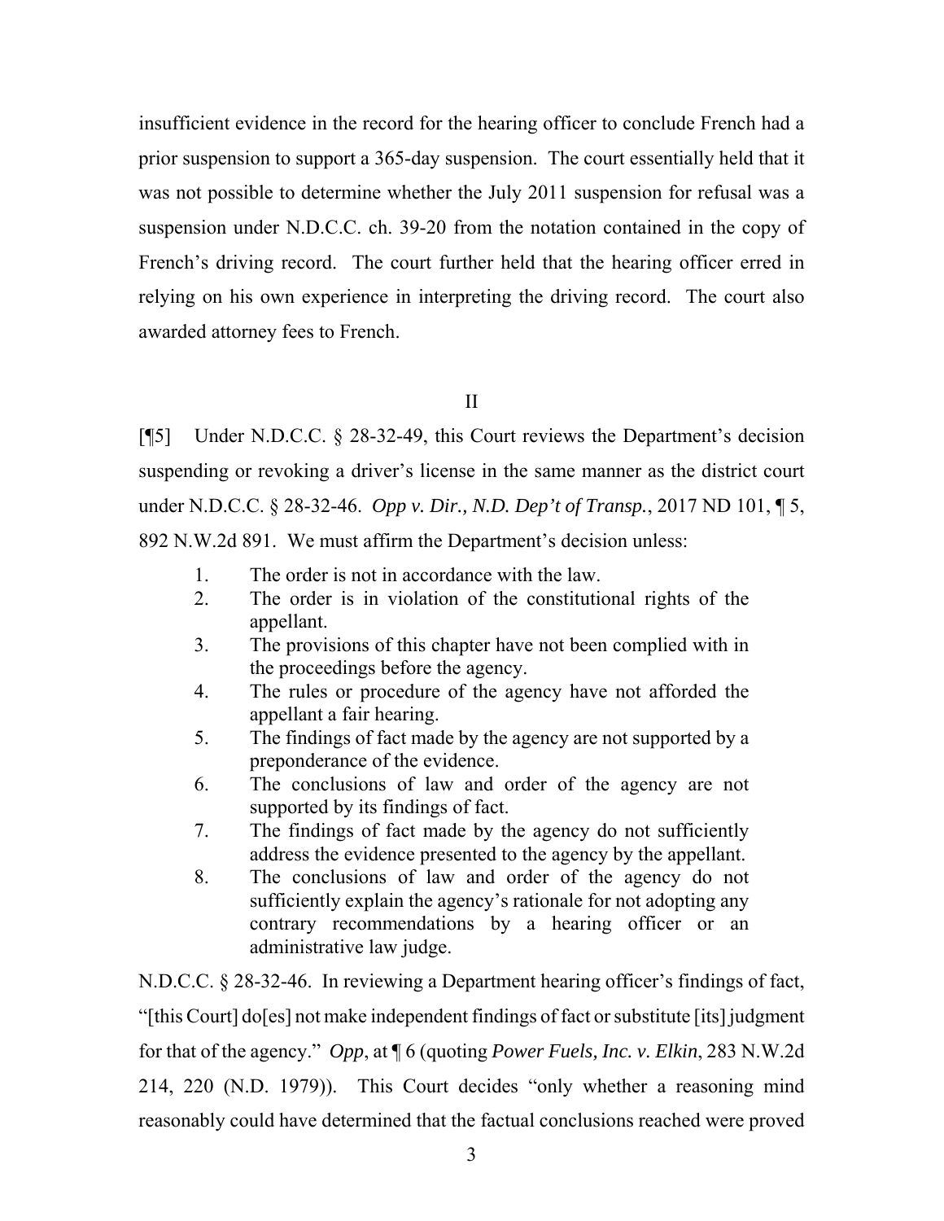insufficient evidence in the record for the hearing officer to conclude French had a prior suspension to support a 365-day suspension. The court essentially held that it was not possible to determine whether the July 2011 suspension for refusal was a suspension under N.D.C.C. ch. 39-20 from the notation contained in the copy of French's driving record. The court further held that the hearing officer erred in relying on his own experience in interpreting the driving record. The court also awarded attorney fees to French.

## II

[¶5] Under N.D.C.C. § 28-32-49, this Court reviews the Department's decision suspending or revoking a driver's license in the same manner as the district court under N.D.C.C. § 28-32-46. *Opp v. Dir., N.D. Dep't of Transp.*, 2017 ND 101, ¶ 5, 892 N.W.2d 891. We must affirm the Department's decision unless:

1. The order is not in accordance with the law.
2. The order is in violation of the constitutional rights of the appellant.
3. The provisions of this chapter have not been complied with in the proceedings before the agency.
4. The rules or procedure of the agency have not afforded the appellant a fair hearing.
5. The findings of fact made by the agency are not supported by a preponderance of the evidence.
6. The conclusions of law and order of the agency are not supported by its findings of fact.
7. The findings of fact made by the agency do not sufficiently address the evidence presented to the agency by the appellant.
8. The conclusions of law and order of the agency do not sufficiently explain the agency's rationale for not adopting any contrary recommendations by a hearing officer or an administrative law judge.

N.D.C.C. § 28-32-46. In reviewing a Department hearing officer's findings of fact, "[this Court] do[es] not make independent findings of fact or substitute [its] judgment for that of the agency." *Opp*, at ¶ 6 (quoting *Power Fuels, Inc. v. Elkin*, 283 N.W.2d 214, 220 (N.D. 1979)). This Court decides "only whether a reasoning mind reasonably could have determined that the factual conclusions reached were proved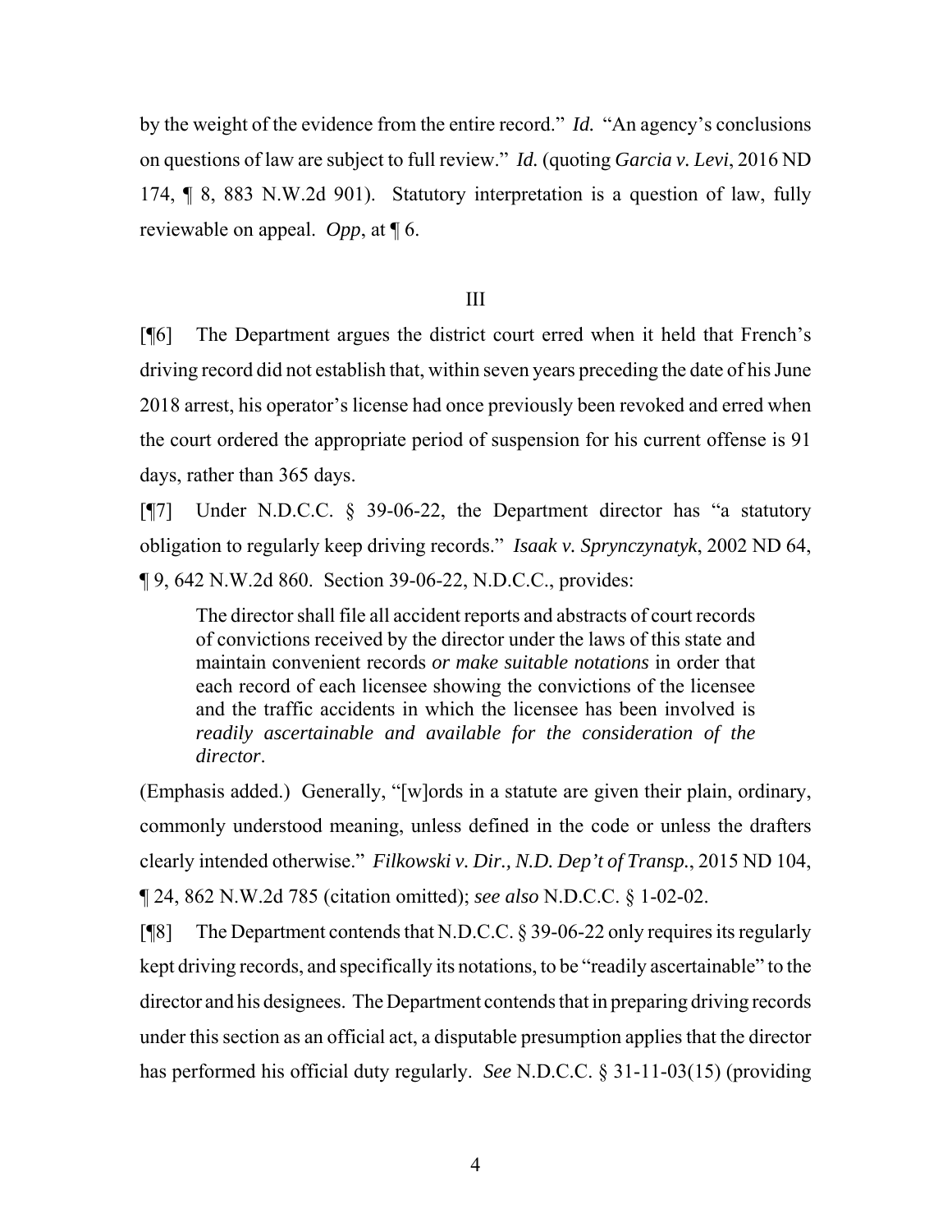by the weight of the evidence from the entire record." *Id.* "An agency's conclusions on questions of law are subject to full review." *Id.* (quoting *Garcia v. Levi*, 2016 ND 174, ¶ 8, 883 N.W.2d 901). Statutory interpretation is a question of law, fully reviewable on appeal. *Opp*, at ¶ 6.

III

[¶6] The Department argues the district court erred when it held that French's driving record did not establish that, within seven years preceding the date of his June 2018 arrest, his operator's license had once previously been revoked and erred when the court ordered the appropriate period of suspension for his current offense is 91 days, rather than 365 days.

[¶7] Under N.D.C.C. § 39-06-22, the Department director has "a statutory obligation to regularly keep driving records." *Isaak v. Sprynczynatyk*, 2002 ND 64, ¶ 9, 642 N.W.2d 860. Section 39-06-22, N.D.C.C., provides:

> The director shall file all accident reports and abstracts of court records of convictions received by the director under the laws of this state and maintain convenient records *or make suitable notations* in order that each record of each licensee showing the convictions of the licensee and the traffic accidents in which the licensee has been involved is *readily ascertainable and available for the consideration of the director*.

(Emphasis added.) Generally, "[w]ords in a statute are given their plain, ordinary, commonly understood meaning, unless defined in the code or unless the drafters clearly intended otherwise." *Filkowski v. Dir., N.D. Dep't of Transp.*, 2015 ND 104, ¶ 24, 862 N.W.2d 785 (citation omitted); *see also* N.D.C.C. § 1-02-02.

[¶8] The Department contends that N.D.C.C. § 39-06-22 only requires its regularly kept driving records, and specifically its notations, to be "readily ascertainable" to the director and his designees. The Department contends that in preparing driving records under this section as an official act, a disputable presumption applies that the director has performed his official duty regularly. *See* N.D.C.C. § 31-11-03(15) (providing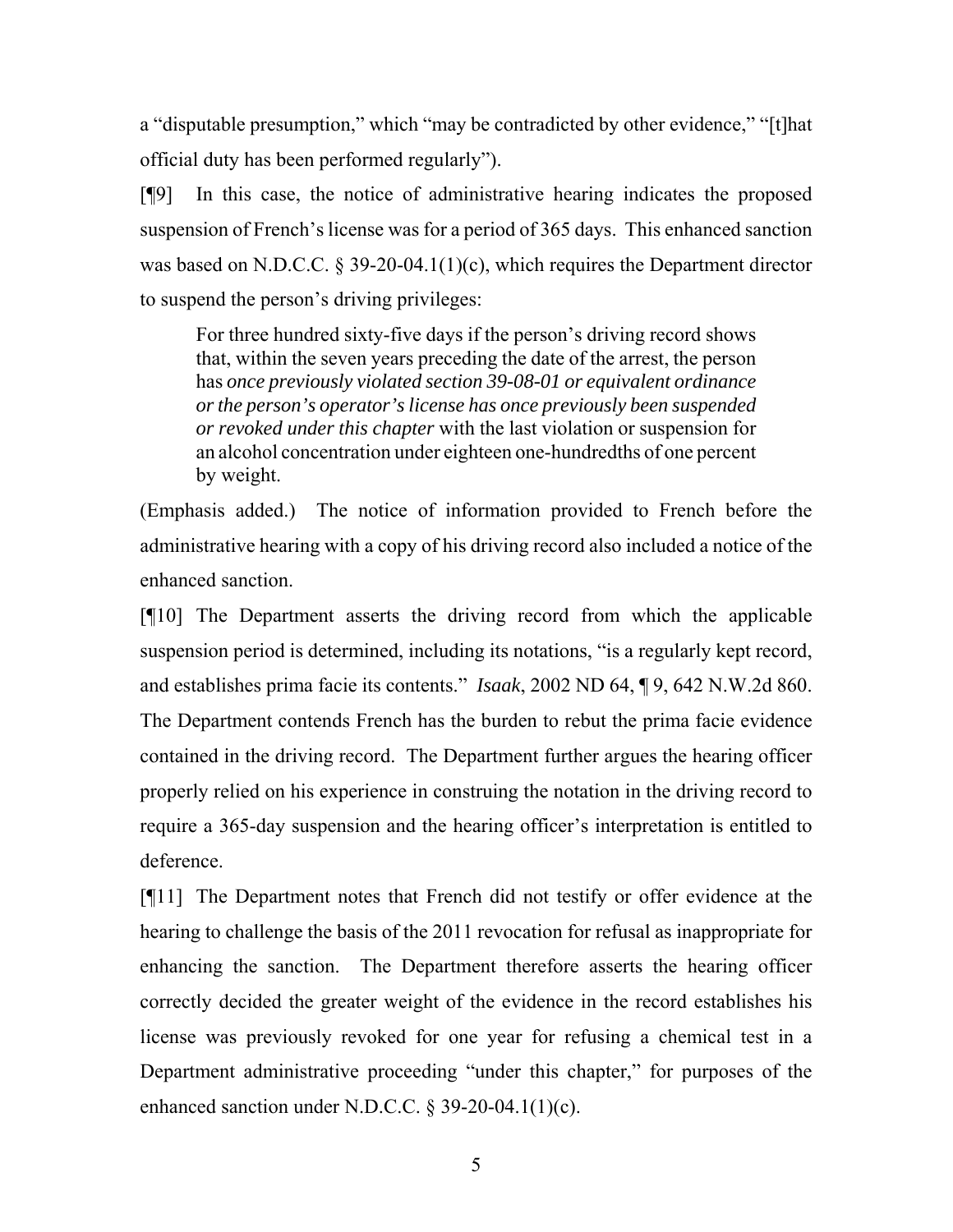a "disputable presumption," which "may be contradicted by other evidence," "[t]hat official duty has been performed regularly").

[¶9] In this case, the notice of administrative hearing indicates the proposed suspension of French's license was for a period of 365 days. This enhanced sanction was based on N.D.C.C. § 39-20-04.1(1)(c), which requires the Department director to suspend the person's driving privileges:

> For three hundred sixty-five days if the person's driving record shows that, within the seven years preceding the date of the arrest, the person has *once previously violated section 39-08-01 or equivalent ordinance or the person's operator's license has once previously been suspended or revoked under this chapter* with the last violation or suspension for an alcohol concentration under eighteen one-hundredths of one percent by weight.

(Emphasis added.) The notice of information provided to French before the administrative hearing with a copy of his driving record also included a notice of the enhanced sanction.

[¶10] The Department asserts the driving record from which the applicable suspension period is determined, including its notations, "is a regularly kept record, and establishes prima facie its contents." *Isaak*, 2002 ND 64, ¶ 9, 642 N.W.2d 860. The Department contends French has the burden to rebut the prima facie evidence contained in the driving record. The Department further argues the hearing officer properly relied on his experience in construing the notation in the driving record to require a 365-day suspension and the hearing officer's interpretation is entitled to deference.

[¶11] The Department notes that French did not testify or offer evidence at the hearing to challenge the basis of the 2011 revocation for refusal as inappropriate for enhancing the sanction. The Department therefore asserts the hearing officer correctly decided the greater weight of the evidence in the record establishes his license was previously revoked for one year for refusing a chemical test in a Department administrative proceeding "under this chapter," for purposes of the enhanced sanction under N.D.C.C. § 39-20-04.1(1)(c).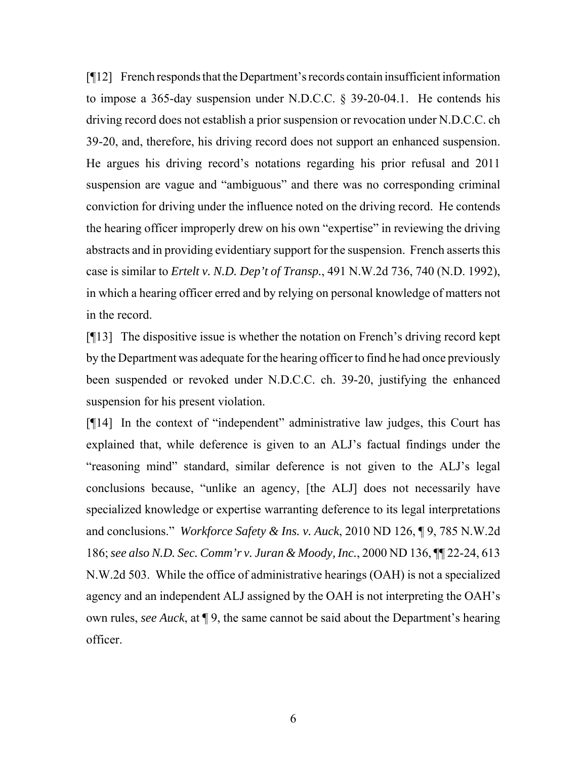[¶12] French responds that the Department's records contain insufficient information to impose a 365-day suspension under N.D.C.C. § 39-20-04.1. He contends his driving record does not establish a prior suspension or revocation under N.D.C.C. ch 39-20, and, therefore, his driving record does not support an enhanced suspension. He argues his driving record's notations regarding his prior refusal and 2011 suspension are vague and "ambiguous" and there was no corresponding criminal conviction for driving under the influence noted on the driving record. He contends the hearing officer improperly drew on his own "expertise" in reviewing the driving abstracts and in providing evidentiary support for the suspension. French asserts this case is similar to *Ertelt v. N.D. Dep't of Transp.*, 491 N.W.2d 736, 740 (N.D. 1992), in which a hearing officer erred and by relying on personal knowledge of matters not in the record.

[¶13] The dispositive issue is whether the notation on French's driving record kept by the Department was adequate for the hearing officer to find he had once previously been suspended or revoked under N.D.C.C. ch. 39-20, justifying the enhanced suspension for his present violation.

[¶14] In the context of "independent" administrative law judges, this Court has explained that, while deference is given to an ALJ's factual findings under the "reasoning mind" standard, similar deference is not given to the ALJ's legal conclusions because, "unlike an agency, [the ALJ] does not necessarily have specialized knowledge or expertise warranting deference to its legal interpretations and conclusions." *Workforce Safety & Ins. v. Auck*, 2010 ND 126, ¶ 9, 785 N.W.2d 186; *see also N.D. Sec. Comm'r v. Juran & Moody, Inc.*, 2000 ND 136, ¶¶ 22-24, 613 N.W.2d 503. While the office of administrative hearings (OAH) is not a specialized agency and an independent ALJ assigned by the OAH is not interpreting the OAH's own rules, *see Auck*, at ¶ 9, the same cannot be said about the Department's hearing officer.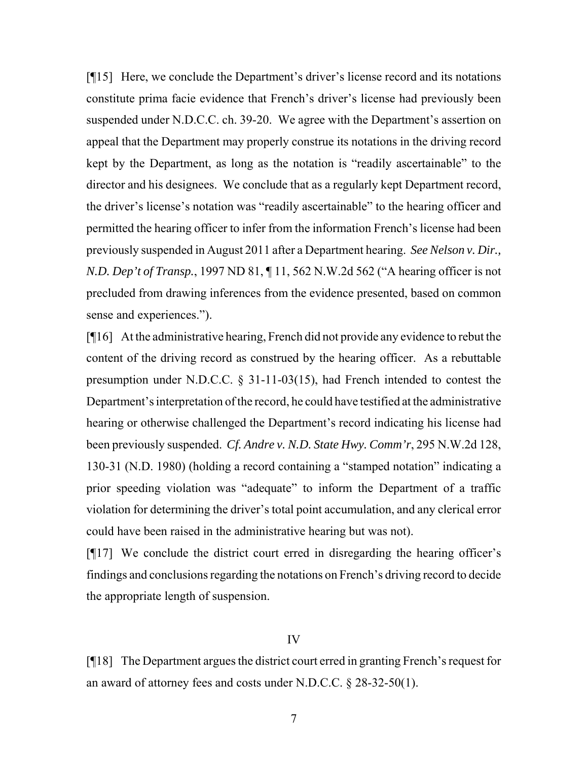[¶15] Here, we conclude the Department's driver's license record and its notations constitute prima facie evidence that French's driver's license had previously been suspended under N.D.C.C. ch. 39-20. We agree with the Department's assertion on appeal that the Department may properly construe its notations in the driving record kept by the Department, as long as the notation is "readily ascertainable" to the director and his designees. We conclude that as a regularly kept Department record, the driver's license's notation was "readily ascertainable" to the hearing officer and permitted the hearing officer to infer from the information French's license had been previously suspended in August 2011 after a Department hearing. *See Nelson v. Dir., N.D. Dep't of Transp.*, 1997 ND 81, ¶ 11, 562 N.W.2d 562 ("A hearing officer is not precluded from drawing inferences from the evidence presented, based on common sense and experiences.").

[¶16] At the administrative hearing, French did not provide any evidence to rebut the content of the driving record as construed by the hearing officer. As a rebuttable presumption under N.D.C.C. § 31-11-03(15), had French intended to contest the Department's interpretation of the record, he could have testified at the administrative hearing or otherwise challenged the Department's record indicating his license had been previously suspended. *Cf. Andre v. N.D. State Hwy. Comm'r*, 295 N.W.2d 128, 130-31 (N.D. 1980) (holding a record containing a "stamped notation" indicating a prior speeding violation was "adequate" to inform the Department of a traffic violation for determining the driver's total point accumulation, and any clerical error could have been raised in the administrative hearing but was not).

[¶17] We conclude the district court erred in disregarding the hearing officer's findings and conclusions regarding the notations on French's driving record to decide the appropriate length of suspension.

## IV

[¶18] The Department argues the district court erred in granting French's request for an award of attorney fees and costs under N.D.C.C. § 28-32-50(1).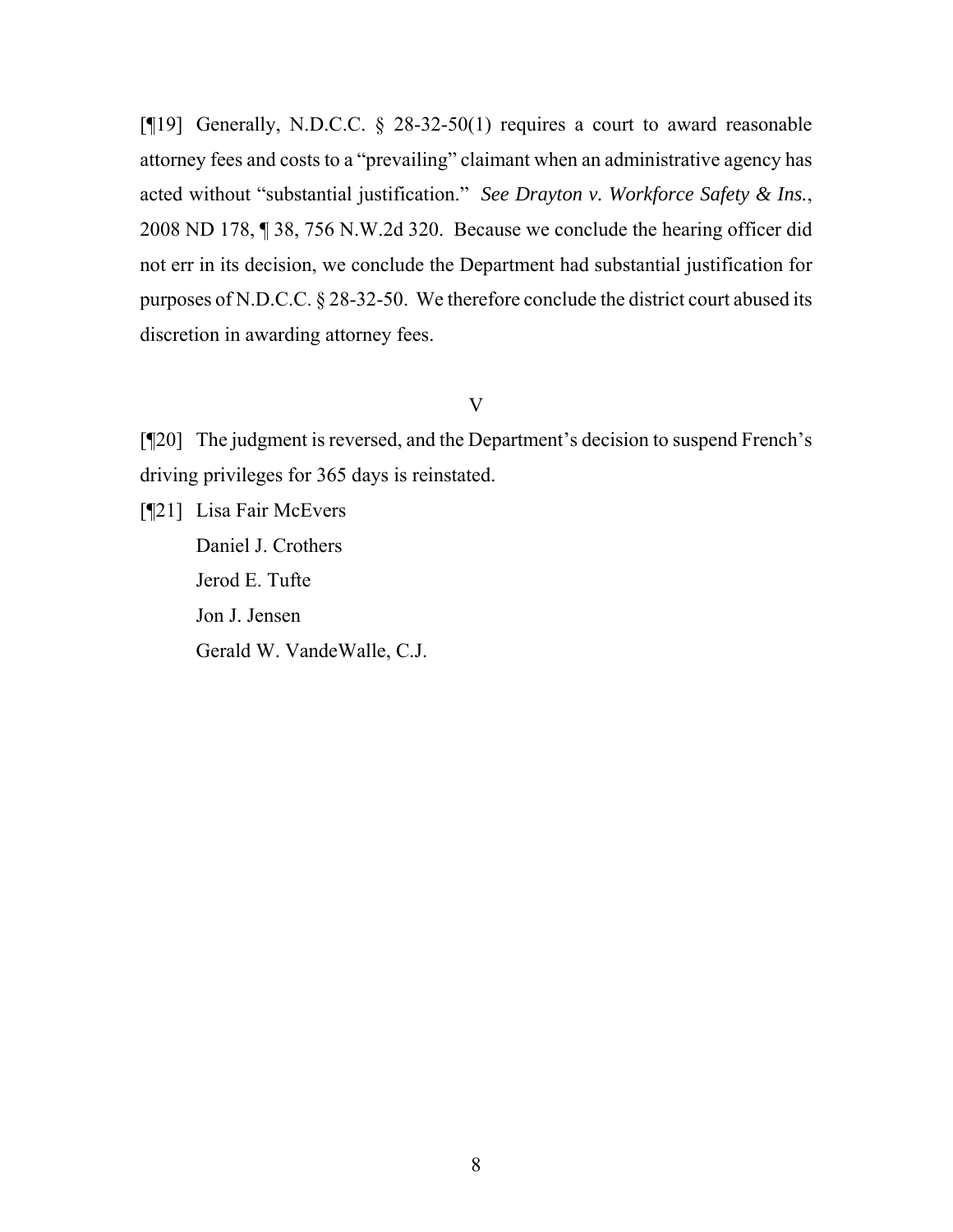[¶19] Generally, N.D.C.C. § 28-32-50(1) requires a court to award reasonable attorney fees and costs to a "prevailing" claimant when an administrative agency has acted without "substantial justification." *See Drayton v. Workforce Safety & Ins.*, 2008 ND 178, ¶ 38, 756 N.W.2d 320. Because we conclude the hearing officer did not err in its decision, we conclude the Department had substantial justification for purposes of N.D.C.C. § 28-32-50. We therefore conclude the district court abused its discretion in awarding attorney fees.

## V

[¶20] The judgment is reversed, and the Department's decision to suspend French's driving privileges for 365 days is reinstated.

[¶21] Lisa Fair McEvers
Daniel J. Crothers
Jerod E. Tufte
Jon J. Jensen
Gerald W. VandeWalle, C.J.